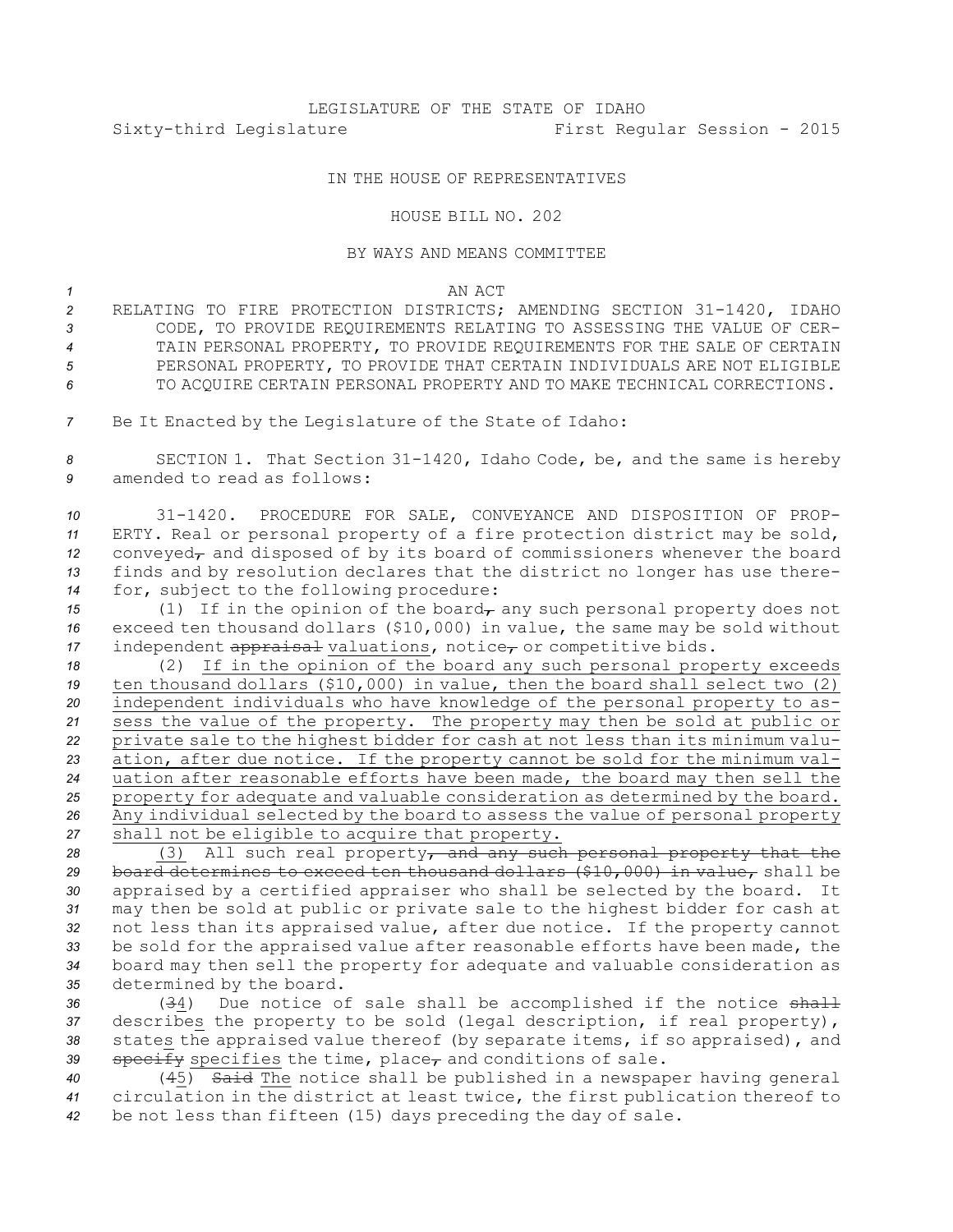LEGISLATURE OF THE STATE OF IDAHO

Sixty-third Legislature First Regular Session - 2015

IN THE HOUSE OF REPRESENTATIVES

HOUSE BILL NO. 202

BY WAYS AND MEANS COMMITTEE

AN ACT

RELATING TO FIRE PROTECTION DISTRICTS; AMENDING SECTION 31-1420, IDAHO CODE, TO PROVIDE REQUIREMENTS RELATING TO ASSESSING THE VALUE OF CERTAIN PERSONAL PROPERTY, TO PROVIDE REQUIREMENTS FOR THE SALE OF CERTAIN PERSONAL PROPERTY, TO PROVIDE THAT CERTAIN INDIVIDUALS ARE NOT ELIGIBLE TO ACQUIRE CERTAIN PERSONAL PROPERTY AND TO MAKE TECHNICAL CORRECTIONS.

Be It Enacted by the Legislature of the State of Idaho:

SECTION 1. That Section 31-1420, Idaho Code, be, and the same is hereby amended to read as follows:

31-1420. PROCEDURE FOR SALE, CONVEYANCE AND DISPOSITION OF PROPERTY. Real or personal property of a fire protection district may be sold, conveyed~~,~~ and disposed of by its board of commissioners whenever the board finds and by resolution declares that the district no longer has use therefor, subject to the following procedure:

(1) If in the opinion of the board~~,~~ any such personal property does not exceed ten thousand dollars ($10,000) in value, the same may be sold without independent ~~appraisal~~ valuations, notice~~,~~ or competitive bids.

(2) If in the opinion of the board any such personal property exceeds ten thousand dollars ($10,000) in value, then the board shall select two (2) independent individuals who have knowledge of the personal property to assess the value of the property. The property may then be sold at public or private sale to the highest bidder for cash at not less than its minimum valuation, after due notice. If the property cannot be sold for the minimum valuation after reasonable efforts have been made, the board may then sell the property for adequate and valuable consideration as determined by the board. Any individual selected by the board to assess the value of personal property shall not be eligible to acquire that property.

(3) All such real property~~, and any such personal property that the board determines to exceed ten thousand dollars ($10,000) in value,~~ shall be appraised by a certified appraiser who shall be selected by the board. It may then be sold at public or private sale to the highest bidder for cash at not less than its appraised value, after due notice. If the property cannot be sold for the appraised value after reasonable efforts have been made, the board may then sell the property for adequate and valuable consideration as determined by the board.

(~~3~~4) Due notice of sale shall be accomplished if the notice ~~shall~~ describes the property to be sold (legal description, if real property), states the appraised value thereof (by separate items, if so appraised), and ~~specify~~ specifies the time, place~~,~~ and conditions of sale.

(~~4~~5) ~~Said~~ The notice shall be published in a newspaper having general circulation in the district at least twice, the first publication thereof to be not less than fifteen (15) days preceding the day of sale.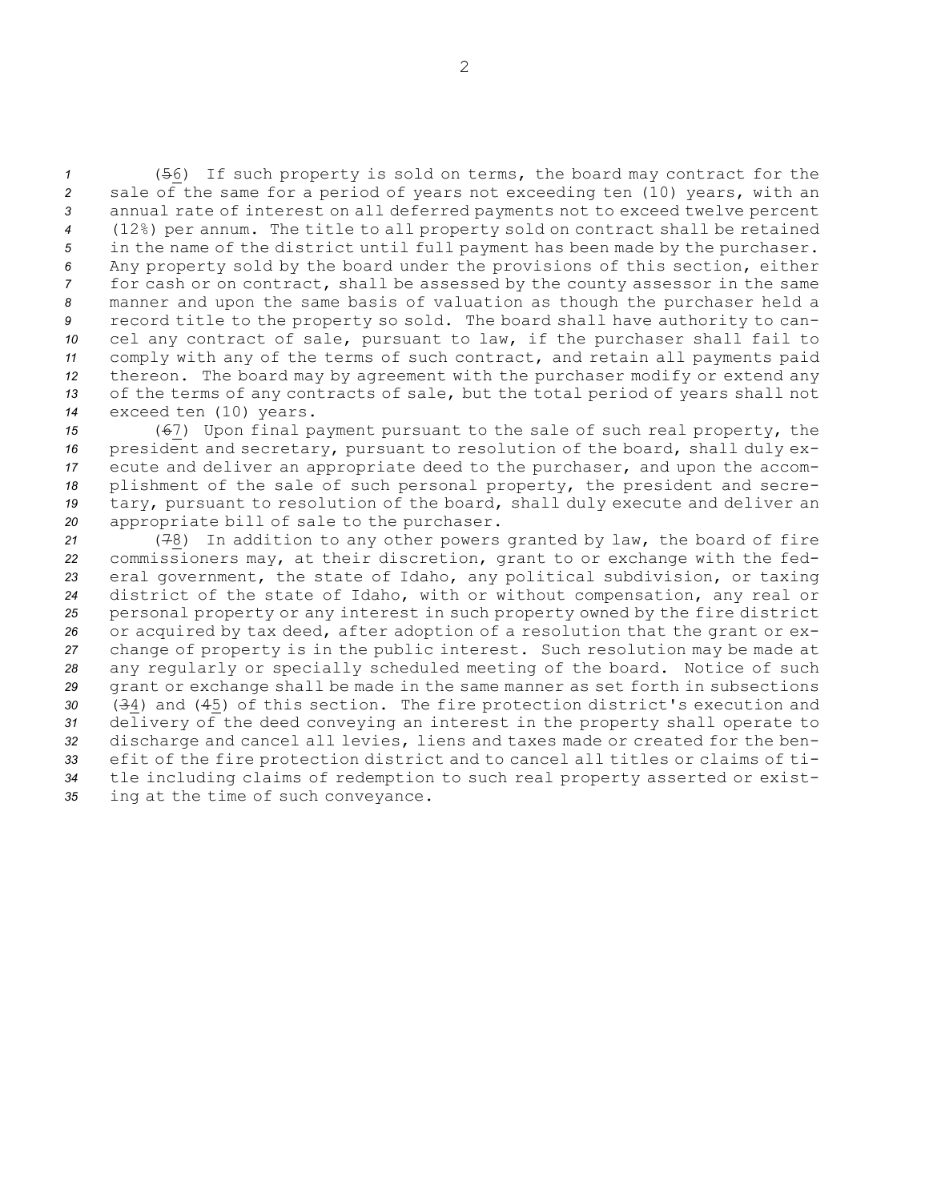(~~5~~6) If such property is sold on terms, the board may contract for the sale of the same for a period of years not exceeding ten (10) years, with an annual rate of interest on all deferred payments not to exceed twelve percent (12%) per annum. The title to all property sold on contract shall be retained in the name of the district until full payment has been made by the purchaser. Any property sold by the board under the provisions of this section, either for cash or on contract, shall be assessed by the county assessor in the same manner and upon the same basis of valuation as though the purchaser held a record title to the property so sold. The board shall have authority to cancel any contract of sale, pursuant to law, if the purchaser shall fail to comply with any of the terms of such contract, and retain all payments paid thereon. The board may by agreement with the purchaser modify or extend any of the terms of any contracts of sale, but the total period of years shall not exceed ten (10) years.

(~~6~~7) Upon final payment pursuant to the sale of such real property, the president and secretary, pursuant to resolution of the board, shall duly execute and deliver an appropriate deed to the purchaser, and upon the accomplishment of the sale of such personal property, the president and secretary, pursuant to resolution of the board, shall duly execute and deliver an appropriate bill of sale to the purchaser.

(~~7~~8) In addition to any other powers granted by law, the board of fire commissioners may, at their discretion, grant to or exchange with the federal government, the state of Idaho, any political subdivision, or taxing district of the state of Idaho, with or without compensation, any real or personal property or any interest in such property owned by the fire district or acquired by tax deed, after adoption of a resolution that the grant or exchange of property is in the public interest. Such resolution may be made at any regularly or specially scheduled meeting of the board. Notice of such grant or exchange shall be made in the same manner as set forth in subsections (~~3~~4) and (~~4~~5) of this section. The fire protection district's execution and delivery of the deed conveying an interest in the property shall operate to discharge and cancel all levies, liens and taxes made or created for the benefit of the fire protection district and to cancel all titles or claims of title including claims of redemption to such real property asserted or existing at the time of such conveyance.